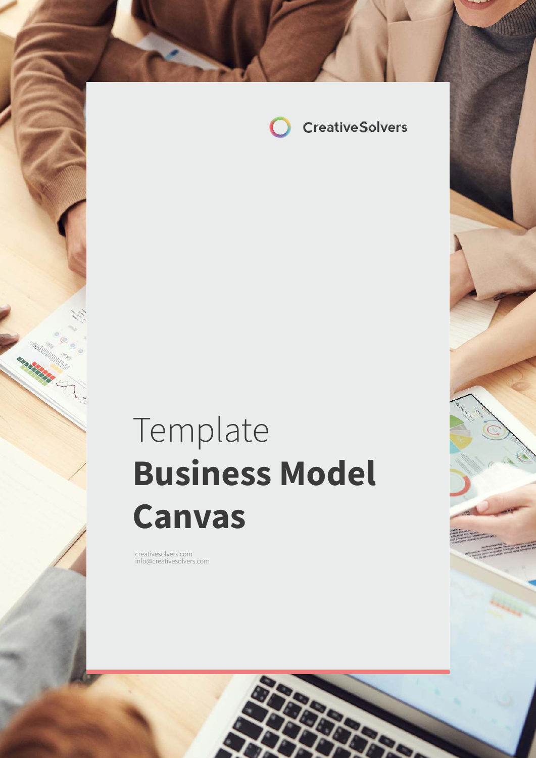CreativeSolvers

Template

# Business Model Canvas

creativesolvers.com
info@creativesolvers.com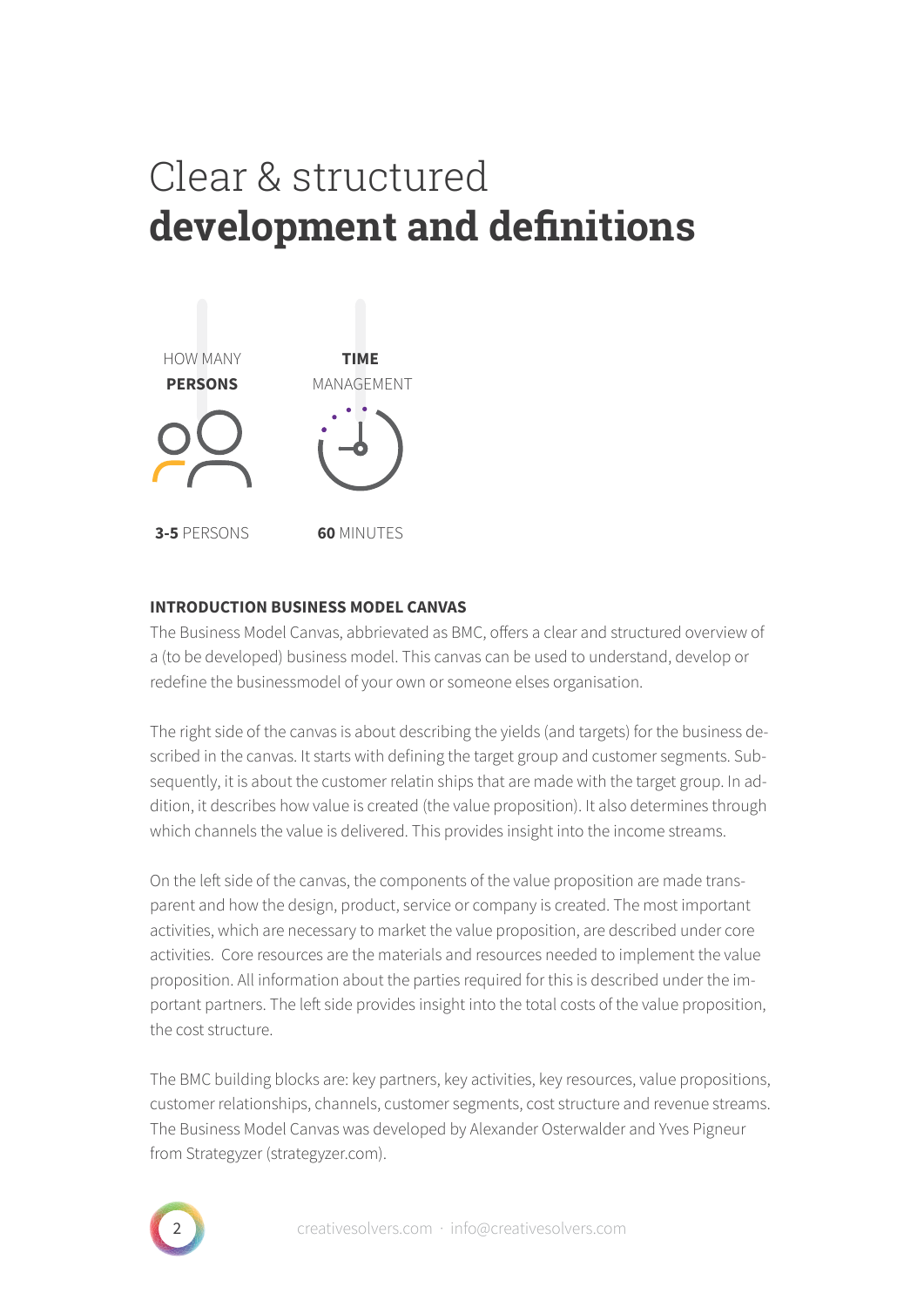# Clear & structured **development and definitions**

HOW MANY **PERSONS**

**3-5** PERSONS

**TIME** MANAGEMENT

**60** MINUTES

**INTRODUCTION BUSINESS MODEL CANVAS**

The Business Model Canvas, abbrieviated as BMC, offers a clear and structured overview of a (to be developed) business model. This canvas can be used to understand, develop or redefine the businessmodel of your own or someone elses organisation.

The right side of the canvas is about describing the yields (and targets) for the business described in the canvas. It starts with defining the target group and customer segments. Subsequently, it is about the customer relatin ships that are made with the target group. In addition, it describes how value is created (the value proposition). It also determines through which channels the value is delivered. This provides insight into the income streams.

On the left side of the canvas, the components of the value proposition are made transparent and how the design, product, service or company is created. The most important activities, which are necessary to market the value proposition, are described under core activities. Core resources are the materials and resources needed to implement the value proposition. All information about the parties required for this is described under the important partners. The left side provides insight into the total costs of the value proposition, the cost structure.

The BMC building blocks are: key partners, key activities, key resources, value propositions, customer relationships, channels, customer segments, cost structure and revenue streams. The Business Model Canvas was developed by Alexander Osterwalder and Yves Pigneur from Strategyzer (strategyzer.com).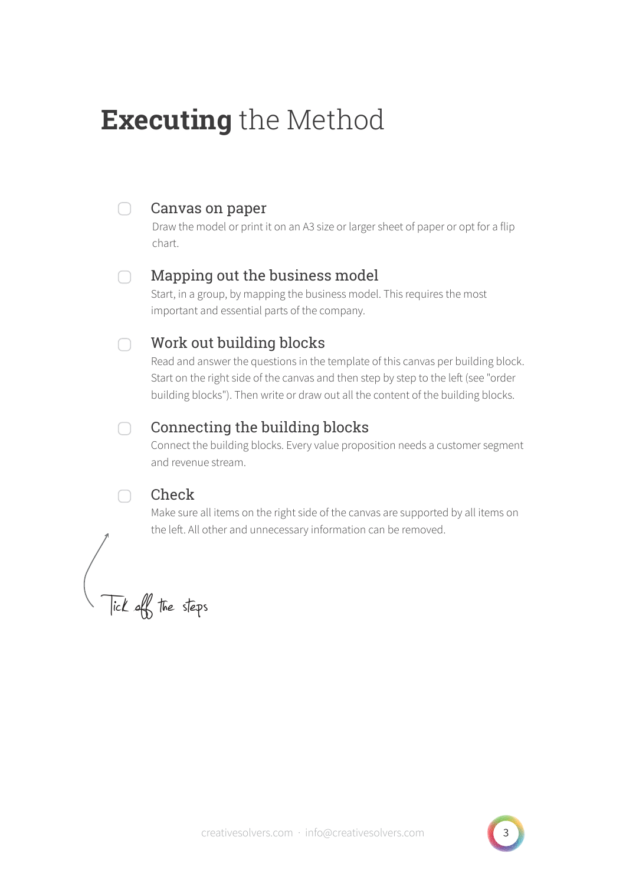# **Executing** the Method

- [ ] **Canvas on paper**
  Draw the model or print it on an A3 size or larger sheet of paper or opt for a flip chart.

- [ ] **Mapping out the business model**
  Start, in a group, by mapping the business model. This requires the most important and essential parts of the company.

- [ ] **Work out building blocks**
  Read and answer the questions in the template of this canvas per building block. Start on the right side of the canvas and then step by step to the left (see "order building blocks"). Then write or draw out all the content of the building blocks.

- [ ] **Connecting the building blocks**
  Connect the building blocks. Every value proposition needs a customer segment and revenue stream.

- [ ] **Check**
  Make sure all items on the right side of the canvas are supported by all items on the left. All other and unnecessary information can be removed.

Tick off the steps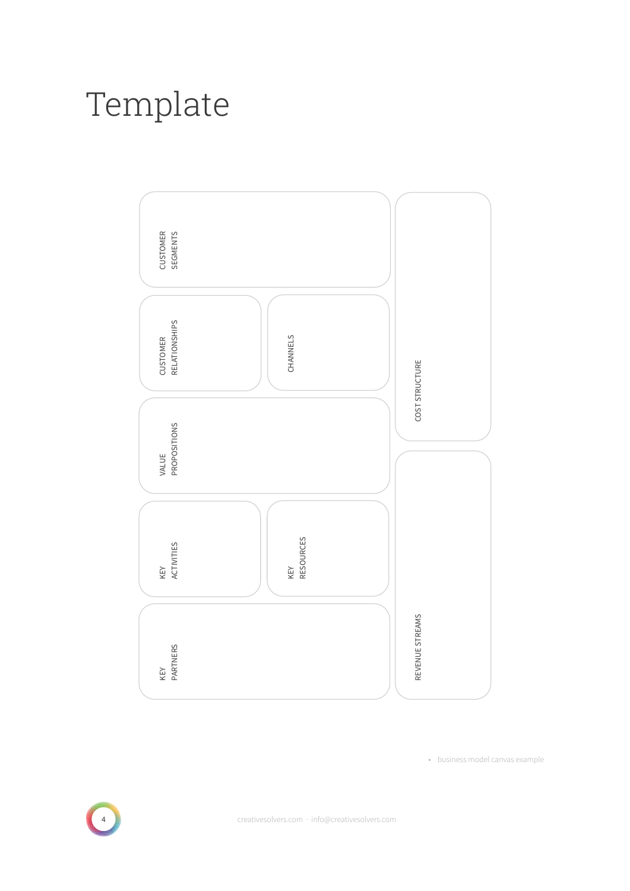# Template

CUSTOMER SEGMENTS

CUSTOMER RELATIONSHIPS

CHANNELS

VALUE PROPOSITIONS

KEY ACTIVITIES

KEY RESOURCES

KEY PARTNERS

COST STRUCTURE

REVENUE STREAMS

- business model canvas example

creativesolvers.com · info@creativesolvers.com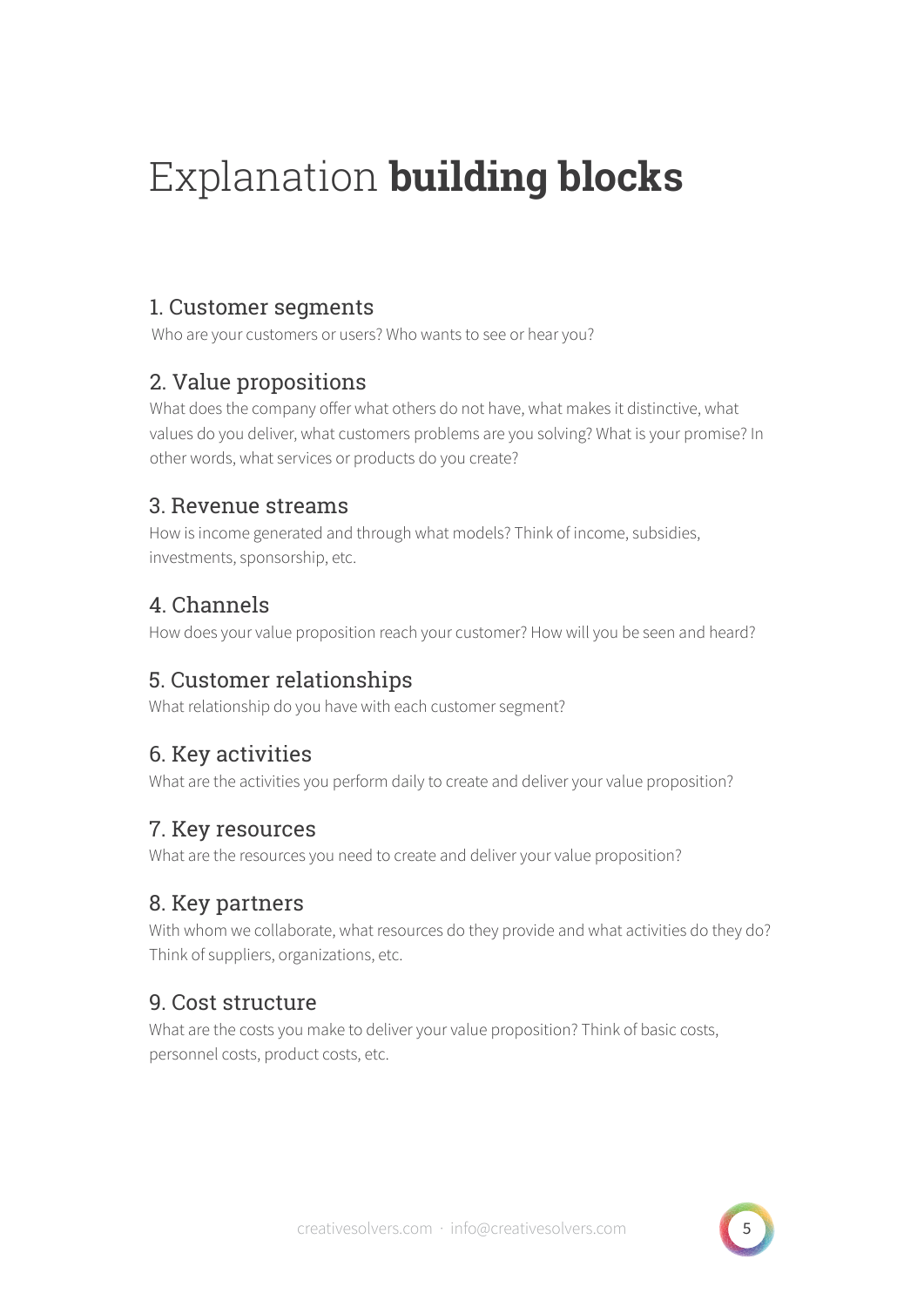# Explanation **building blocks**

## 1. Customer segments

Who are your customers or users? Who wants to see or hear you?

## 2. Value propositions

What does the company offer what others do not have, what makes it distinctive, what values do you deliver, what customers problems are you solving? What is your promise? In other words, what services or products do you create?

## 3. Revenue streams

How is income generated and through what models? Think of income, subsidies, investments, sponsorship, etc.

## 4. Channels

How does your value proposition reach your customer? How will you be seen and heard?

## 5. Customer relationships

What relationship do you have with each customer segment?

## 6. Key activities

What are the activities you perform daily to create and deliver your value proposition?

## 7. Key resources

What are the resources you need to create and deliver your value proposition?

## 8. Key partners

With whom we collaborate, what resources do they provide and what activities do they do? Think of suppliers, organizations, etc.

## 9. Cost structure

What are the costs you make to deliver your value proposition? Think of basic costs, personnel costs, product costs, etc.